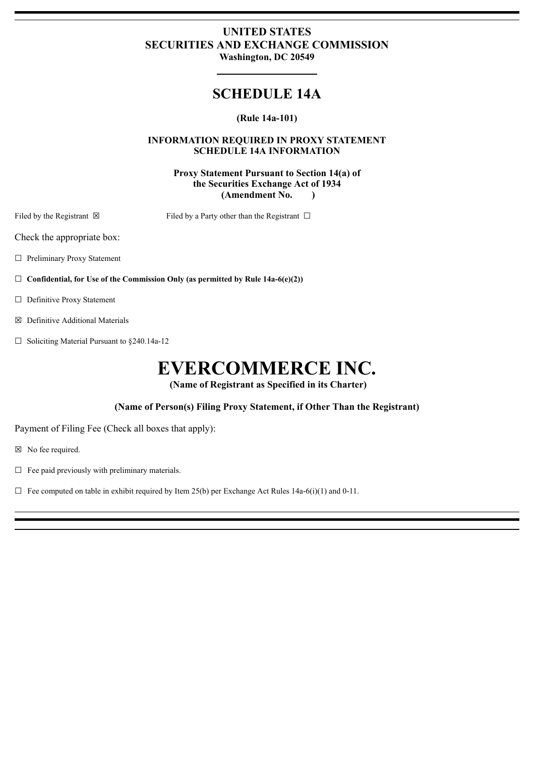**UNITED STATES**
**SECURITIES AND EXCHANGE COMMISSION**
**Washington, DC 20549**

# SCHEDULE 14A

**(Rule 14a-101)**

**INFORMATION REQUIRED IN PROXY STATEMENT**
**SCHEDULE 14A INFORMATION**

**Proxy Statement Pursuant to Section 14(a) of**
**the Securities Exchange Act of 1934**
**(Amendment No. )**

Filed by the Registrant ☒ Filed by a Party other than the Registrant ☐

Check the appropriate box:

☐ Preliminary Proxy Statement

☐ **Confidential, for Use of the Commission Only (as permitted by Rule 14a-6(e)(2))**

☐ Definitive Proxy Statement

☒ Definitive Additional Materials

☐ Soliciting Material Pursuant to §240.14a-12

# EVERCOMMERCE INC.

**(Name of Registrant as Specified in its Charter)**

**(Name of Person(s) Filing Proxy Statement, if Other Than the Registrant)**

Payment of Filing Fee (Check all boxes that apply):

☒ No fee required.

☐ Fee paid previously with preliminary materials.

☐ Fee computed on table in exhibit required by Item 25(b) per Exchange Act Rules 14a-6(i)(1) and 0-11.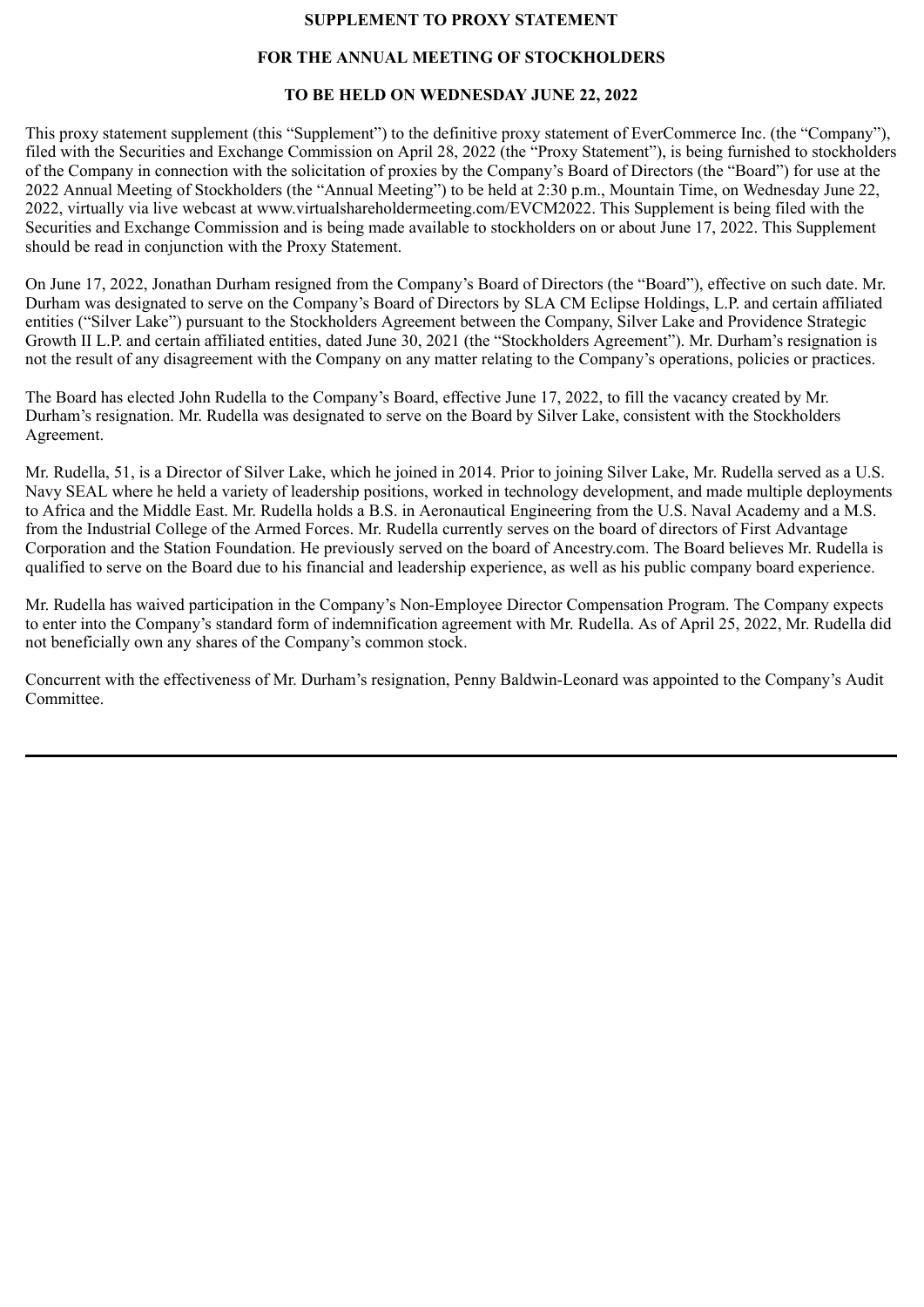**SUPPLEMENT TO PROXY STATEMENT**

**FOR THE ANNUAL MEETING OF STOCKHOLDERS**

**TO BE HELD ON WEDNESDAY JUNE 22, 2022**

This proxy statement supplement (this "Supplement") to the definitive proxy statement of EverCommerce Inc. (the "Company"), filed with the Securities and Exchange Commission on April 28, 2022 (the "Proxy Statement"), is being furnished to stockholders of the Company in connection with the solicitation of proxies by the Company's Board of Directors (the "Board") for use at the 2022 Annual Meeting of Stockholders (the "Annual Meeting") to be held at 2:30 p.m., Mountain Time, on Wednesday June 22, 2022, virtually via live webcast at www.virtualshareholdermeeting.com/EVCM2022. This Supplement is being filed with the Securities and Exchange Commission and is being made available to stockholders on or about June 17, 2022. This Supplement should be read in conjunction with the Proxy Statement.

On June 17, 2022, Jonathan Durham resigned from the Company's Board of Directors (the "Board"), effective on such date. Mr. Durham was designated to serve on the Company's Board of Directors by SLA CM Eclipse Holdings, L.P. and certain affiliated entities ("Silver Lake") pursuant to the Stockholders Agreement between the Company, Silver Lake and Providence Strategic Growth II L.P. and certain affiliated entities, dated June 30, 2021 (the "Stockholders Agreement"). Mr. Durham's resignation is not the result of any disagreement with the Company on any matter relating to the Company's operations, policies or practices.

The Board has elected John Rudella to the Company's Board, effective June 17, 2022, to fill the vacancy created by Mr. Durham's resignation. Mr. Rudella was designated to serve on the Board by Silver Lake, consistent with the Stockholders Agreement.

Mr. Rudella, 51, is a Director of Silver Lake, which he joined in 2014. Prior to joining Silver Lake, Mr. Rudella served as a U.S. Navy SEAL where he held a variety of leadership positions, worked in technology development, and made multiple deployments to Africa and the Middle East. Mr. Rudella holds a B.S. in Aeronautical Engineering from the U.S. Naval Academy and a M.S. from the Industrial College of the Armed Forces. Mr. Rudella currently serves on the board of directors of First Advantage Corporation and the Station Foundation. He previously served on the board of Ancestry.com. The Board believes Mr. Rudella is qualified to serve on the Board due to his financial and leadership experience, as well as his public company board experience.

Mr. Rudella has waived participation in the Company's Non-Employee Director Compensation Program. The Company expects to enter into the Company's standard form of indemnification agreement with Mr. Rudella. As of April 25, 2022, Mr. Rudella did not beneficially own any shares of the Company's common stock.

Concurrent with the effectiveness of Mr. Durham's resignation, Penny Baldwin-Leonard was appointed to the Company's Audit Committee.